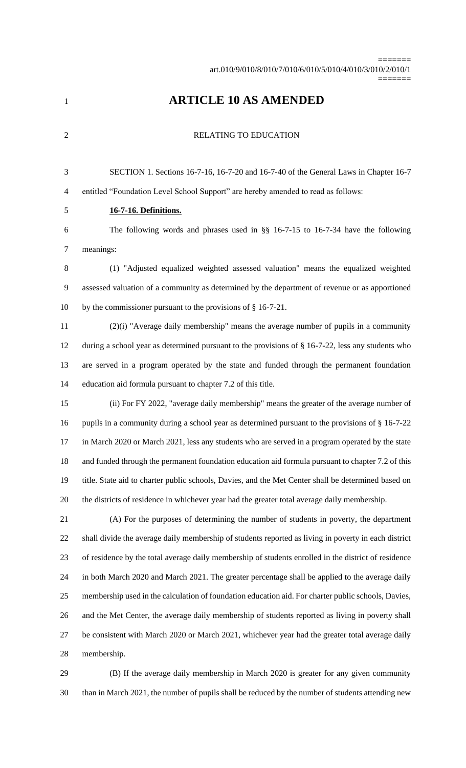# ARTICLE 10 AS AMENDED

RELATING TO EDUCATION

SECTION 1. Sections 16-7-16, 16-7-20 and 16-7-40 of the General Laws in Chapter 16-7 entitled "Foundation Level School Support" are hereby amended to read as follows:

**16-7-16. Definitions.**

The following words and phrases used in §§ 16-7-15 to 16-7-34 have the following meanings:

(1) "Adjusted equalized weighted assessed valuation" means the equalized weighted assessed valuation of a community as determined by the department of revenue or as apportioned by the commissioner pursuant to the provisions of § 16-7-21.

(2)(i) "Average daily membership" means the average number of pupils in a community during a school year as determined pursuant to the provisions of § 16-7-22, less any students who are served in a program operated by the state and funded through the permanent foundation education aid formula pursuant to chapter 7.2 of this title.

(ii) For FY 2022, "average daily membership" means the greater of the average number of pupils in a community during a school year as determined pursuant to the provisions of § 16-7-22 in March 2020 or March 2021, less any students who are served in a program operated by the state and funded through the permanent foundation education aid formula pursuant to chapter 7.2 of this title. State aid to charter public schools, Davies, and the Met Center shall be determined based on the districts of residence in whichever year had the greater total average daily membership.

(A) For the purposes of determining the number of students in poverty, the department shall divide the average daily membership of students reported as living in poverty in each district of residence by the total average daily membership of students enrolled in the district of residence in both March 2020 and March 2021. The greater percentage shall be applied to the average daily membership used in the calculation of foundation education aid. For charter public schools, Davies, and the Met Center, the average daily membership of students reported as living in poverty shall be consistent with March 2020 or March 2021, whichever year had the greater total average daily membership.

(B) If the average daily membership in March 2020 is greater for any given community than in March 2021, the number of pupils shall be reduced by the number of students attending new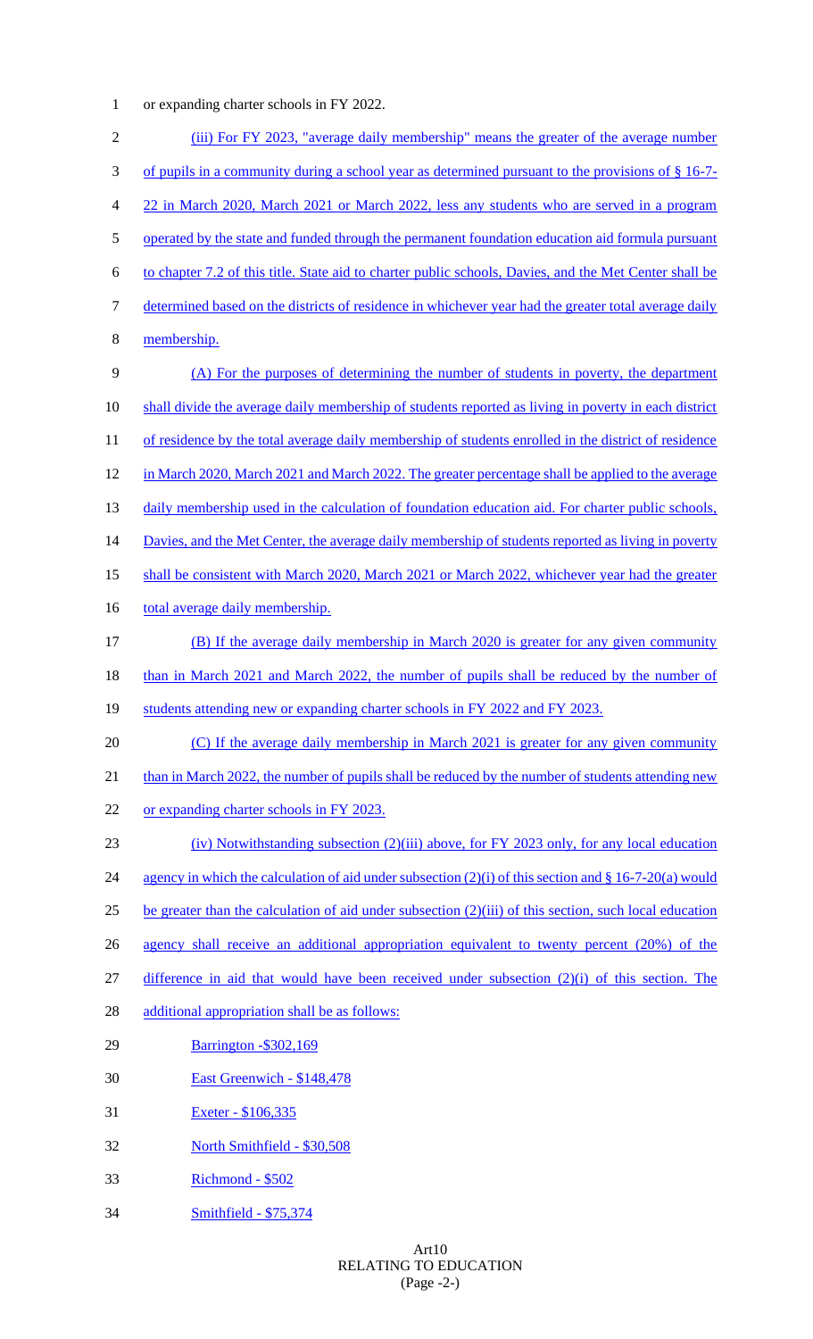or expanding charter schools in FY 2022.

(iii) For FY 2023, "average daily membership" means the greater of the average number of pupils in a community during a school year as determined pursuant to the provisions of § 16-7-22 in March 2020, March 2021 or March 2022, less any students who are served in a program operated by the state and funded through the permanent foundation education aid formula pursuant to chapter 7.2 of this title. State aid to charter public schools, Davies, and the Met Center shall be determined based on the districts of residence in whichever year had the greater total average daily membership.

(A) For the purposes of determining the number of students in poverty, the department shall divide the average daily membership of students reported as living in poverty in each district of residence by the total average daily membership of students enrolled in the district of residence in March 2020, March 2021 and March 2022. The greater percentage shall be applied to the average daily membership used in the calculation of foundation education aid. For charter public schools, Davies, and the Met Center, the average daily membership of students reported as living in poverty shall be consistent with March 2020, March 2021 or March 2022, whichever year had the greater total average daily membership.

(B) If the average daily membership in March 2020 is greater for any given community than in March 2021 and March 2022, the number of pupils shall be reduced by the number of students attending new or expanding charter schools in FY 2022 and FY 2023.

(C) If the average daily membership in March 2021 is greater for any given community than in March 2022, the number of pupils shall be reduced by the number of students attending new or expanding charter schools in FY 2023.

(iv) Notwithstanding subsection (2)(iii) above, for FY 2023 only, for any local education agency in which the calculation of aid under subsection (2)(i) of this section and § 16-7-20(a) would be greater than the calculation of aid under subsection (2)(iii) of this section, such local education agency shall receive an additional appropriation equivalent to twenty percent (20%) of the difference in aid that would have been received under subsection (2)(i) of this section. The additional appropriation shall be as follows:

Barrington -$302,169

East Greenwich - $148,478

Exeter - $106,335

North Smithfield - $30,508

Richmond - $502

Smithfield - $75,374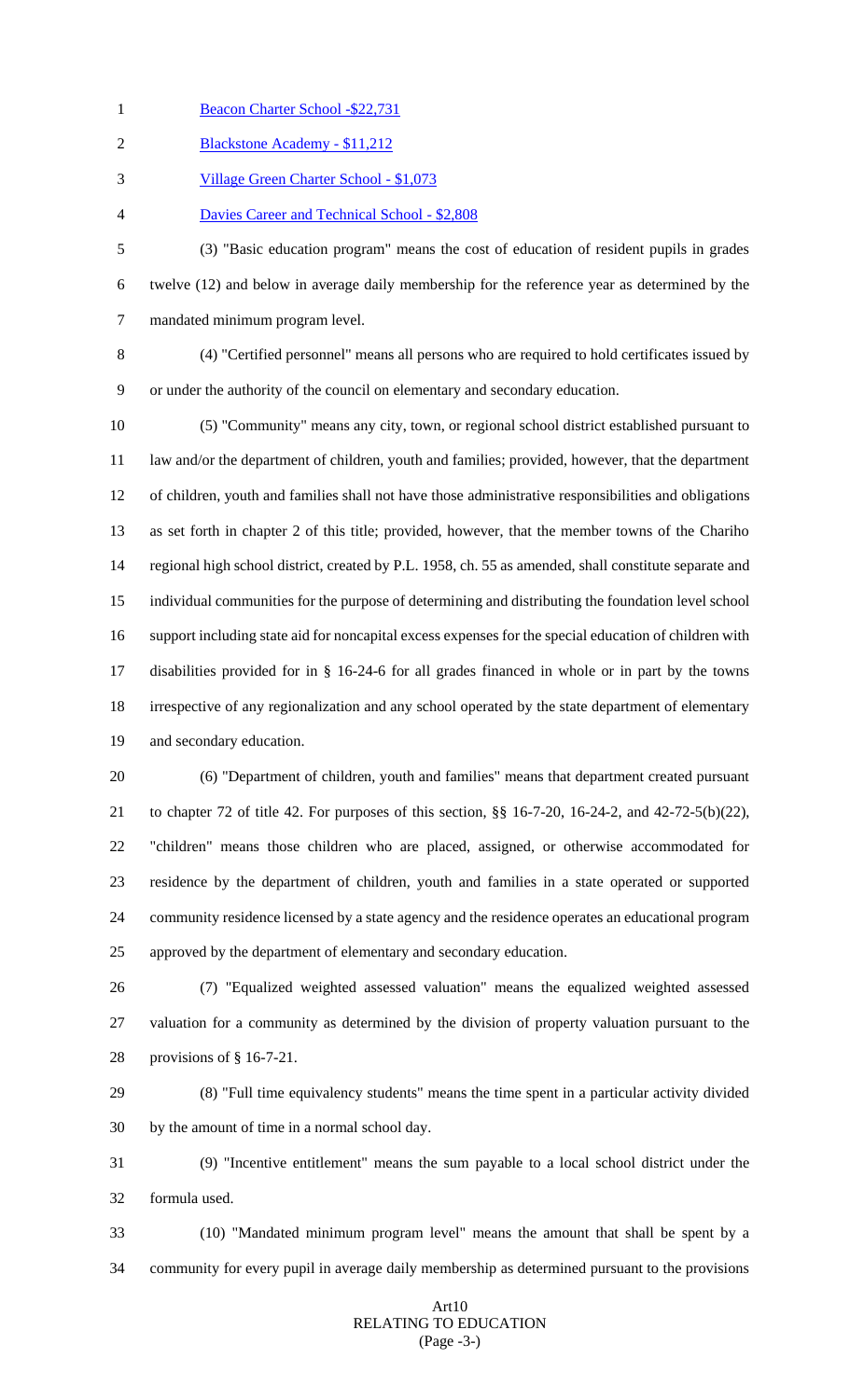Beacon Charter School -$22,731

Blackstone Academy - $11,212

Village Green Charter School - $1,073

Davies Career and Technical School - $2,808

(3) "Basic education program" means the cost of education of resident pupils in grades twelve (12) and below in average daily membership for the reference year as determined by the mandated minimum program level.

(4) "Certified personnel" means all persons who are required to hold certificates issued by or under the authority of the council on elementary and secondary education.

(5) "Community" means any city, town, or regional school district established pursuant to law and/or the department of children, youth and families; provided, however, that the department of children, youth and families shall not have those administrative responsibilities and obligations as set forth in chapter 2 of this title; provided, however, that the member towns of the Chariho regional high school district, created by P.L. 1958, ch. 55 as amended, shall constitute separate and individual communities for the purpose of determining and distributing the foundation level school support including state aid for noncapital excess expenses for the special education of children with disabilities provided for in § 16-24-6 for all grades financed in whole or in part by the towns irrespective of any regionalization and any school operated by the state department of elementary and secondary education.

(6) "Department of children, youth and families" means that department created pursuant to chapter 72 of title 42. For purposes of this section, §§ 16-7-20, 16-24-2, and 42-72-5(b)(22), "children" means those children who are placed, assigned, or otherwise accommodated for residence by the department of children, youth and families in a state operated or supported community residence licensed by a state agency and the residence operates an educational program approved by the department of elementary and secondary education.

(7) "Equalized weighted assessed valuation" means the equalized weighted assessed valuation for a community as determined by the division of property valuation pursuant to the provisions of § 16-7-21.

(8) "Full time equivalency students" means the time spent in a particular activity divided by the amount of time in a normal school day.

(9) "Incentive entitlement" means the sum payable to a local school district under the formula used.

(10) "Mandated minimum program level" means the amount that shall be spent by a community for every pupil in average daily membership as determined pursuant to the provisions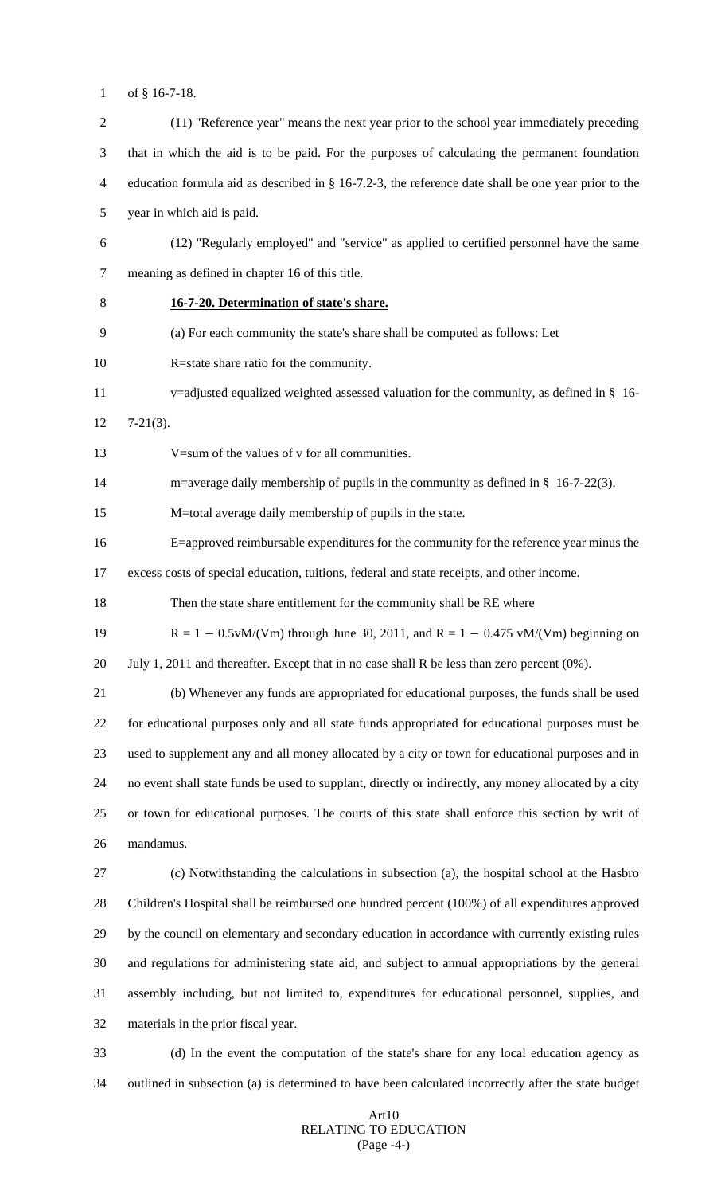of § 16-7-18.

(11) "Reference year" means the next year prior to the school year immediately preceding that in which the aid is to be paid. For the purposes of calculating the permanent foundation education formula aid as described in § 16-7.2-3, the reference date shall be one year prior to the year in which aid is paid.

(12) "Regularly employed" and "service" as applied to certified personnel have the same meaning as defined in chapter 16 of this title.

**16-7-20. Determination of state's share.**

(a) For each community the state's share shall be computed as follows: Let

R=state share ratio for the community.

v=adjusted equalized weighted assessed valuation for the community, as defined in § 16-7-21(3).

V=sum of the values of v for all communities.

m=average daily membership of pupils in the community as defined in § 16-7-22(3).

M=total average daily membership of pupils in the state.

E=approved reimbursable expenditures for the community for the reference year minus the excess costs of special education, tuitions, federal and state receipts, and other income.

Then the state share entitlement for the community shall be RE where

$R = 1 - 0.5vM/(Vm)$ through June 30, 2011, and $R = 1 - 0.475\ vM/(Vm)$ beginning on July 1, 2011 and thereafter. Except that in no case shall R be less than zero percent (0%).

(b) Whenever any funds are appropriated for educational purposes, the funds shall be used for educational purposes only and all state funds appropriated for educational purposes must be used to supplement any and all money allocated by a city or town for educational purposes and in no event shall state funds be used to supplant, directly or indirectly, any money allocated by a city or town for educational purposes. The courts of this state shall enforce this section by writ of mandamus.

(c) Notwithstanding the calculations in subsection (a), the hospital school at the Hasbro Children's Hospital shall be reimbursed one hundred percent (100%) of all expenditures approved by the council on elementary and secondary education in accordance with currently existing rules and regulations for administering state aid, and subject to annual appropriations by the general assembly including, but not limited to, expenditures for educational personnel, supplies, and materials in the prior fiscal year.

(d) In the event the computation of the state's share for any local education agency as outlined in subsection (a) is determined to have been calculated incorrectly after the state budget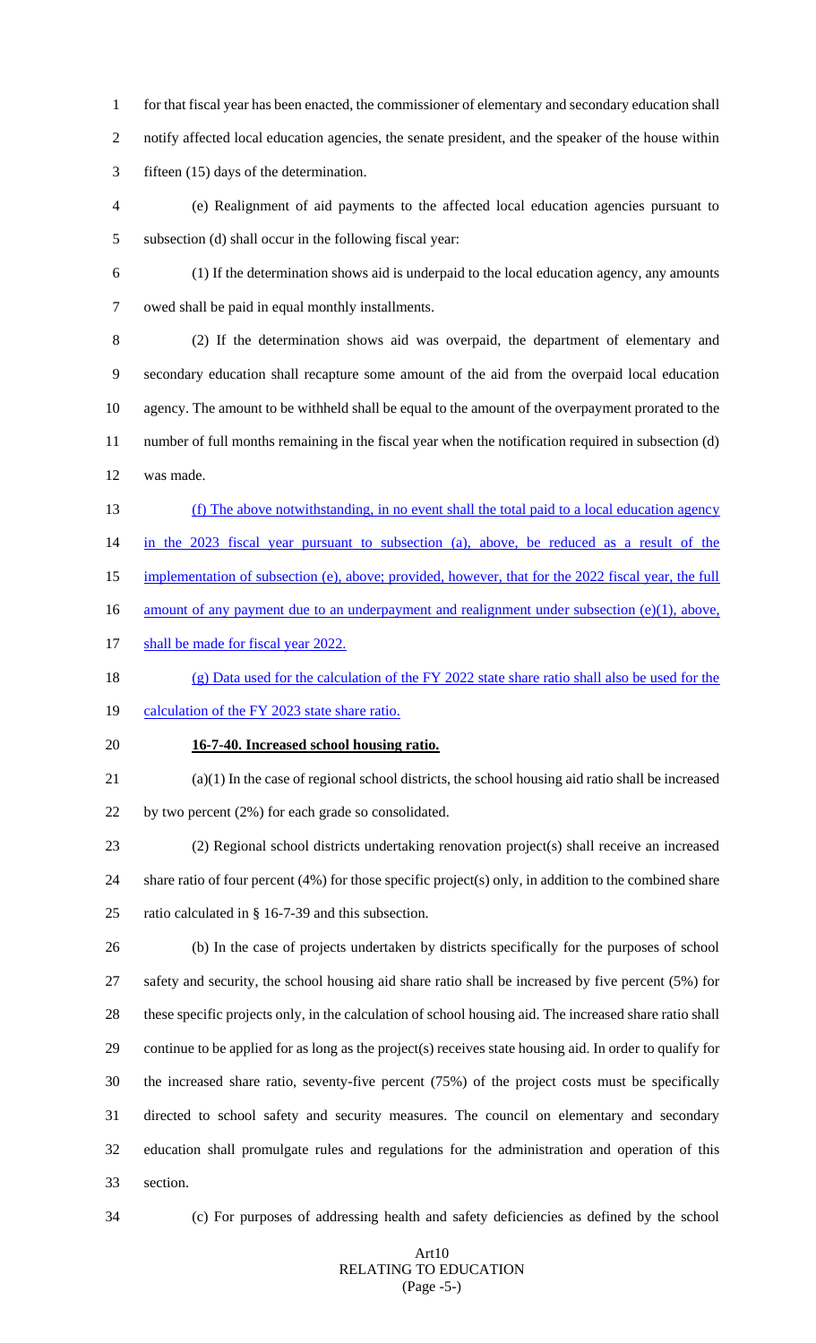for that fiscal year has been enacted, the commissioner of elementary and secondary education shall notify affected local education agencies, the senate president, and the speaker of the house within fifteen (15) days of the determination.

(e) Realignment of aid payments to the affected local education agencies pursuant to subsection (d) shall occur in the following fiscal year:

(1) If the determination shows aid is underpaid to the local education agency, any amounts owed shall be paid in equal monthly installments.

(2) If the determination shows aid was overpaid, the department of elementary and secondary education shall recapture some amount of the aid from the overpaid local education agency. The amount to be withheld shall be equal to the amount of the overpayment prorated to the number of full months remaining in the fiscal year when the notification required in subsection (d) was made.

(f) The above notwithstanding, in no event shall the total paid to a local education agency in the 2023 fiscal year pursuant to subsection (a), above, be reduced as a result of the implementation of subsection (e), above; provided, however, that for the 2022 fiscal year, the full amount of any payment due to an underpayment and realignment under subsection (e)(1), above, shall be made for fiscal year 2022.

(g) Data used for the calculation of the FY 2022 state share ratio shall also be used for the calculation of the FY 2023 state share ratio.

**16-7-40. Increased school housing ratio.**

(a)(1) In the case of regional school districts, the school housing aid ratio shall be increased by two percent (2%) for each grade so consolidated.

(2) Regional school districts undertaking renovation project(s) shall receive an increased share ratio of four percent (4%) for those specific project(s) only, in addition to the combined share ratio calculated in § 16-7-39 and this subsection.

(b) In the case of projects undertaken by districts specifically for the purposes of school safety and security, the school housing aid share ratio shall be increased by five percent (5%) for these specific projects only, in the calculation of school housing aid. The increased share ratio shall continue to be applied for as long as the project(s) receives state housing aid. In order to qualify for the increased share ratio, seventy-five percent (75%) of the project costs must be specifically directed to school safety and security measures. The council on elementary and secondary education shall promulgate rules and regulations for the administration and operation of this section.

(c) For purposes of addressing health and safety deficiencies as defined by the school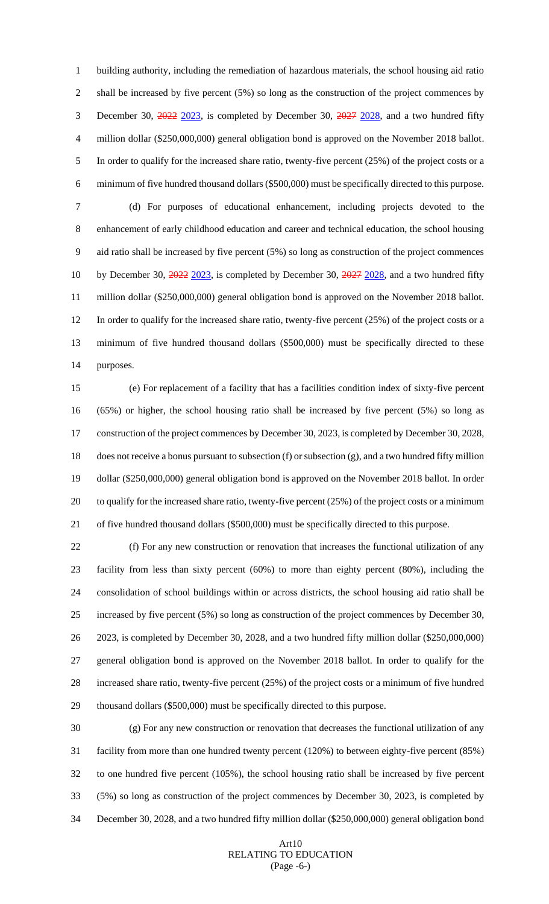building authority, including the remediation of hazardous materials, the school housing aid ratio shall be increased by five percent (5%) so long as the construction of the project commences by December 30, ~~2022~~ 2023, is completed by December 30, ~~2027~~ 2028, and a two hundred fifty million dollar ($250,000,000) general obligation bond is approved on the November 2018 ballot. In order to qualify for the increased share ratio, twenty-five percent (25%) of the project costs or a minimum of five hundred thousand dollars ($500,000) must be specifically directed to this purpose.

(d) For purposes of educational enhancement, including projects devoted to the enhancement of early childhood education and career and technical education, the school housing aid ratio shall be increased by five percent (5%) so long as construction of the project commences by December 30, ~~2022~~ 2023, is completed by December 30, ~~2027~~ 2028, and a two hundred fifty million dollar ($250,000,000) general obligation bond is approved on the November 2018 ballot. In order to qualify for the increased share ratio, twenty-five percent (25%) of the project costs or a minimum of five hundred thousand dollars ($500,000) must be specifically directed to these purposes.

(e) For replacement of a facility that has a facilities condition index of sixty-five percent (65%) or higher, the school housing ratio shall be increased by five percent (5%) so long as construction of the project commences by December 30, 2023, is completed by December 30, 2028, does not receive a bonus pursuant to subsection (f) or subsection (g), and a two hundred fifty million dollar ($250,000,000) general obligation bond is approved on the November 2018 ballot. In order to qualify for the increased share ratio, twenty-five percent (25%) of the project costs or a minimum of five hundred thousand dollars ($500,000) must be specifically directed to this purpose.

(f) For any new construction or renovation that increases the functional utilization of any facility from less than sixty percent (60%) to more than eighty percent (80%), including the consolidation of school buildings within or across districts, the school housing aid ratio shall be increased by five percent (5%) so long as construction of the project commences by December 30, 2023, is completed by December 30, 2028, and a two hundred fifty million dollar ($250,000,000) general obligation bond is approved on the November 2018 ballot. In order to qualify for the increased share ratio, twenty-five percent (25%) of the project costs or a minimum of five hundred thousand dollars ($500,000) must be specifically directed to this purpose.

(g) For any new construction or renovation that decreases the functional utilization of any facility from more than one hundred twenty percent (120%) to between eighty-five percent (85%) to one hundred five percent (105%), the school housing ratio shall be increased by five percent (5%) so long as construction of the project commences by December 30, 2023, is completed by December 30, 2028, and a two hundred fifty million dollar ($250,000,000) general obligation bond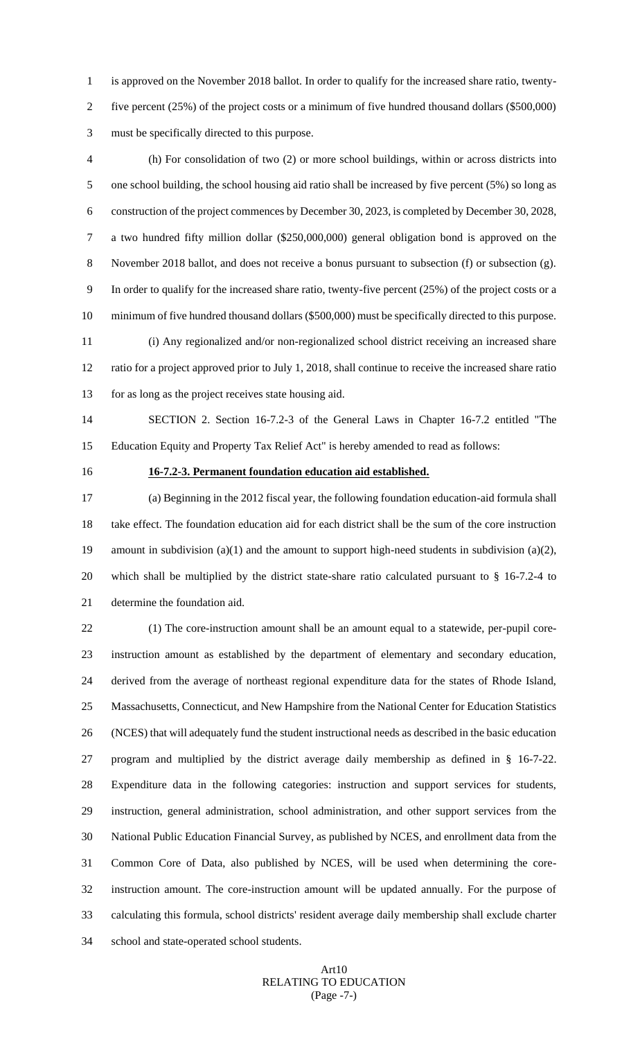is approved on the November 2018 ballot. In order to qualify for the increased share ratio, twenty-five percent (25%) of the project costs or a minimum of five hundred thousand dollars ($500,000) must be specifically directed to this purpose.

(h) For consolidation of two (2) or more school buildings, within or across districts into one school building, the school housing aid ratio shall be increased by five percent (5%) so long as construction of the project commences by December 30, 2023, is completed by December 30, 2028, a two hundred fifty million dollar ($250,000,000) general obligation bond is approved on the November 2018 ballot, and does not receive a bonus pursuant to subsection (f) or subsection (g). In order to qualify for the increased share ratio, twenty-five percent (25%) of the project costs or a minimum of five hundred thousand dollars ($500,000) must be specifically directed to this purpose.

(i) Any regionalized and/or non-regionalized school district receiving an increased share ratio for a project approved prior to July 1, 2018, shall continue to receive the increased share ratio for as long as the project receives state housing aid.

SECTION 2. Section 16-7.2-3 of the General Laws in Chapter 16-7.2 entitled "The Education Equity and Property Tax Relief Act" is hereby amended to read as follows:

**16-7.2-3. Permanent foundation education aid established.**

(a) Beginning in the 2012 fiscal year, the following foundation education-aid formula shall take effect. The foundation education aid for each district shall be the sum of the core instruction amount in subdivision (a)(1) and the amount to support high-need students in subdivision (a)(2), which shall be multiplied by the district state-share ratio calculated pursuant to § 16-7.2-4 to determine the foundation aid.

(1) The core-instruction amount shall be an amount equal to a statewide, per-pupil core-instruction amount as established by the department of elementary and secondary education, derived from the average of northeast regional expenditure data for the states of Rhode Island, Massachusetts, Connecticut, and New Hampshire from the National Center for Education Statistics (NCES) that will adequately fund the student instructional needs as described in the basic education program and multiplied by the district average daily membership as defined in § 16-7-22. Expenditure data in the following categories: instruction and support services for students, instruction, general administration, school administration, and other support services from the National Public Education Financial Survey, as published by NCES, and enrollment data from the Common Core of Data, also published by NCES, will be used when determining the core-instruction amount. The core-instruction amount will be updated annually. For the purpose of calculating this formula, school districts' resident average daily membership shall exclude charter school and state-operated school students.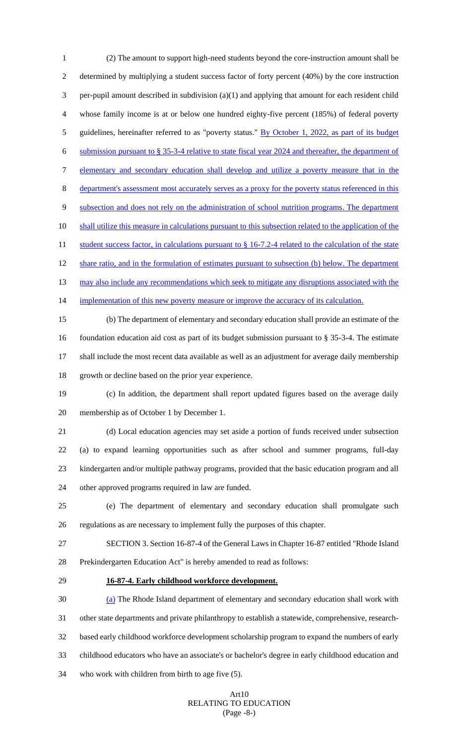(2) The amount to support high-need students beyond the core-instruction amount shall be determined by multiplying a student success factor of forty percent (40%) by the core instruction per-pupil amount described in subdivision (a)(1) and applying that amount for each resident child whose family income is at or below one hundred eighty-five percent (185%) of federal poverty guidelines, hereinafter referred to as "poverty status." By October 1, 2022, as part of its budget submission pursuant to § 35-3-4 relative to state fiscal year 2024 and thereafter, the department of elementary and secondary education shall develop and utilize a poverty measure that in the department's assessment most accurately serves as a proxy for the poverty status referenced in this subsection and does not rely on the administration of school nutrition programs. The department shall utilize this measure in calculations pursuant to this subsection related to the application of the student success factor, in calculations pursuant to § 16-7.2-4 related to the calculation of the state share ratio, and in the formulation of estimates pursuant to subsection (b) below. The department may also include any recommendations which seek to mitigate any disruptions associated with the implementation of this new poverty measure or improve the accuracy of its calculation.

(b) The department of elementary and secondary education shall provide an estimate of the foundation education aid cost as part of its budget submission pursuant to § 35-3-4. The estimate shall include the most recent data available as well as an adjustment for average daily membership growth or decline based on the prior year experience.

(c) In addition, the department shall report updated figures based on the average daily membership as of October 1 by December 1.

(d) Local education agencies may set aside a portion of funds received under subsection (a) to expand learning opportunities such as after school and summer programs, full-day kindergarten and/or multiple pathway programs, provided that the basic education program and all other approved programs required in law are funded.

(e) The department of elementary and secondary education shall promulgate such regulations as are necessary to implement fully the purposes of this chapter.

SECTION 3. Section 16-87-4 of the General Laws in Chapter 16-87 entitled "Rhode Island Prekindergarten Education Act" is hereby amended to read as follows:

**16-87-4. Early childhood workforce development.**

(a) The Rhode Island department of elementary and secondary education shall work with other state departments and private philanthropy to establish a statewide, comprehensive, research-based early childhood workforce development scholarship program to expand the numbers of early childhood educators who have an associate's or bachelor's degree in early childhood education and who work with children from birth to age five (5).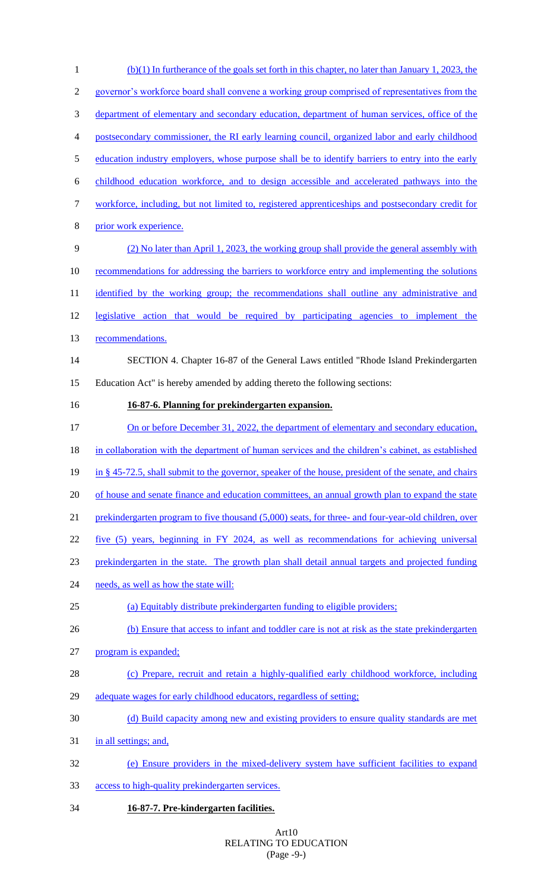(b)(1) In furtherance of the goals set forth in this chapter, no later than January 1, 2023, the governor's workforce board shall convene a working group comprised of representatives from the department of elementary and secondary education, department of human services, office of the postsecondary commissioner, the RI early learning council, organized labor and early childhood education industry employers, whose purpose shall be to identify barriers to entry into the early childhood education workforce, and to design accessible and accelerated pathways into the workforce, including, but not limited to, registered apprenticeships and postsecondary credit for prior work experience.

(2) No later than April 1, 2023, the working group shall provide the general assembly with recommendations for addressing the barriers to workforce entry and implementing the solutions identified by the working group; the recommendations shall outline any administrative and legislative action that would be required by participating agencies to implement the recommendations.

SECTION 4. Chapter 16-87 of the General Laws entitled "Rhode Island Prekindergarten Education Act" is hereby amended by adding thereto the following sections:

**16-87-6. Planning for prekindergarten expansion.**

On or before December 31, 2022, the department of elementary and secondary education, in collaboration with the department of human services and the children's cabinet, as established in § 45-72.5, shall submit to the governor, speaker of the house, president of the senate, and chairs of house and senate finance and education committees, an annual growth plan to expand the state prekindergarten program to five thousand (5,000) seats, for three- and four-year-old children, over five (5) years, beginning in FY 2024, as well as recommendations for achieving universal prekindergarten in the state. The growth plan shall detail annual targets and projected funding needs, as well as how the state will:

(a) Equitably distribute prekindergarten funding to eligible providers;

(b) Ensure that access to infant and toddler care is not at risk as the state prekindergarten program is expanded;

(c) Prepare, recruit and retain a highly-qualified early childhood workforce, including adequate wages for early childhood educators, regardless of setting;

(d) Build capacity among new and existing providers to ensure quality standards are met in all settings; and,

(e) Ensure providers in the mixed-delivery system have sufficient facilities to expand access to high-quality prekindergarten services.

**16-87-7. Pre-kindergarten facilities.**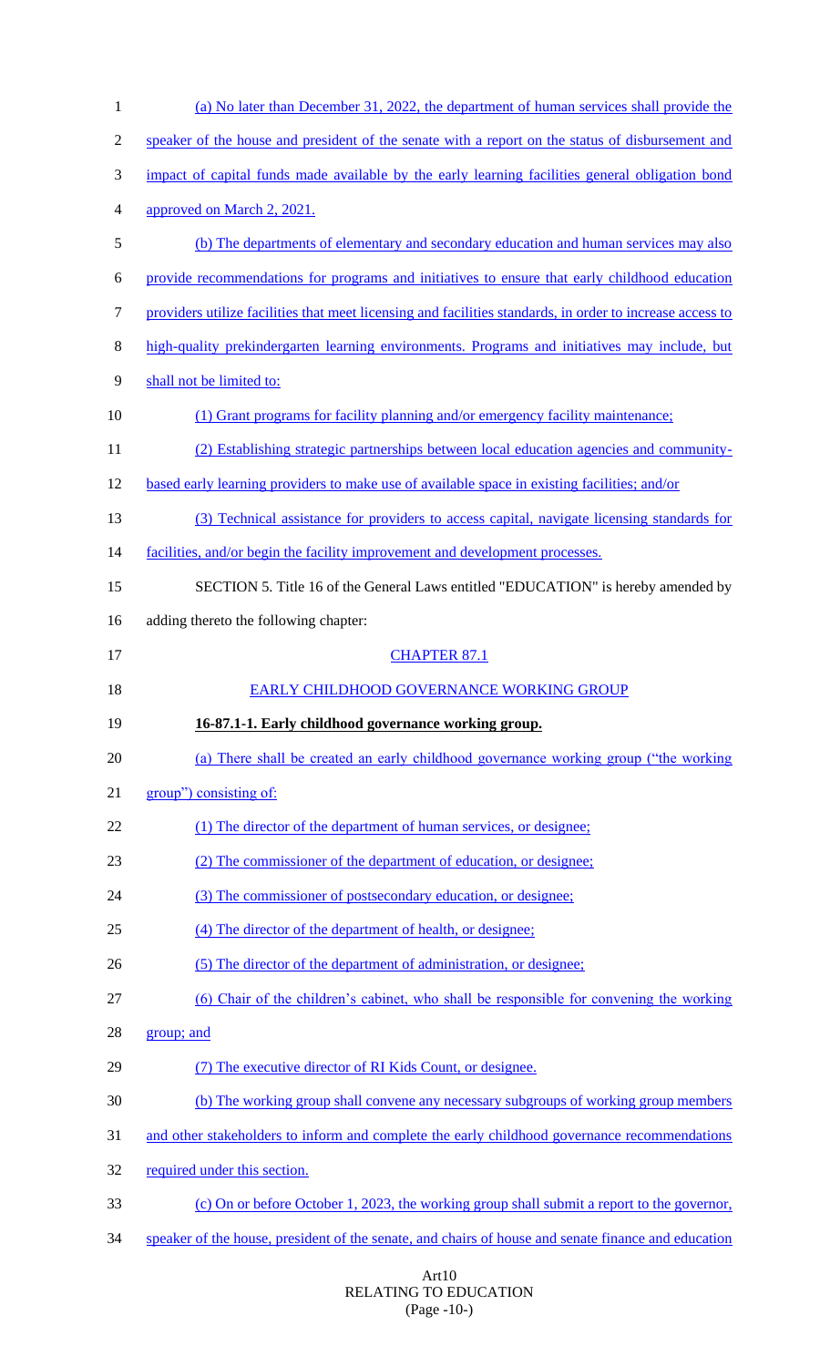(a) No later than December 31, 2022, the department of human services shall provide the speaker of the house and president of the senate with a report on the status of disbursement and impact of capital funds made available by the early learning facilities general obligation bond approved on March 2, 2021.

(b) The departments of elementary and secondary education and human services may also provide recommendations for programs and initiatives to ensure that early childhood education providers utilize facilities that meet licensing and facilities standards, in order to increase access to high-quality prekindergarten learning environments. Programs and initiatives may include, but shall not be limited to:

(1) Grant programs for facility planning and/or emergency facility maintenance;

(2) Establishing strategic partnerships between local education agencies and community-based early learning providers to make use of available space in existing facilities; and/or

(3) Technical assistance for providers to access capital, navigate licensing standards for facilities, and/or begin the facility improvement and development processes.

SECTION 5. Title 16 of the General Laws entitled "EDUCATION" is hereby amended by adding thereto the following chapter:

CHAPTER 87.1

EARLY CHILDHOOD GOVERNANCE WORKING GROUP

**16-87.1-1. Early childhood governance working group.**

(a) There shall be created an early childhood governance working group ("the working group") consisting of:

(1) The director of the department of human services, or designee;

(2) The commissioner of the department of education, or designee;

(3) The commissioner of postsecondary education, or designee;

(4) The director of the department of health, or designee;

(5) The director of the department of administration, or designee;

(6) Chair of the children's cabinet, who shall be responsible for convening the working group; and

(7) The executive director of RI Kids Count, or designee.

(b) The working group shall convene any necessary subgroups of working group members and other stakeholders to inform and complete the early childhood governance recommendations required under this section.

(c) On or before October 1, 2023, the working group shall submit a report to the governor, speaker of the house, president of the senate, and chairs of house and senate finance and education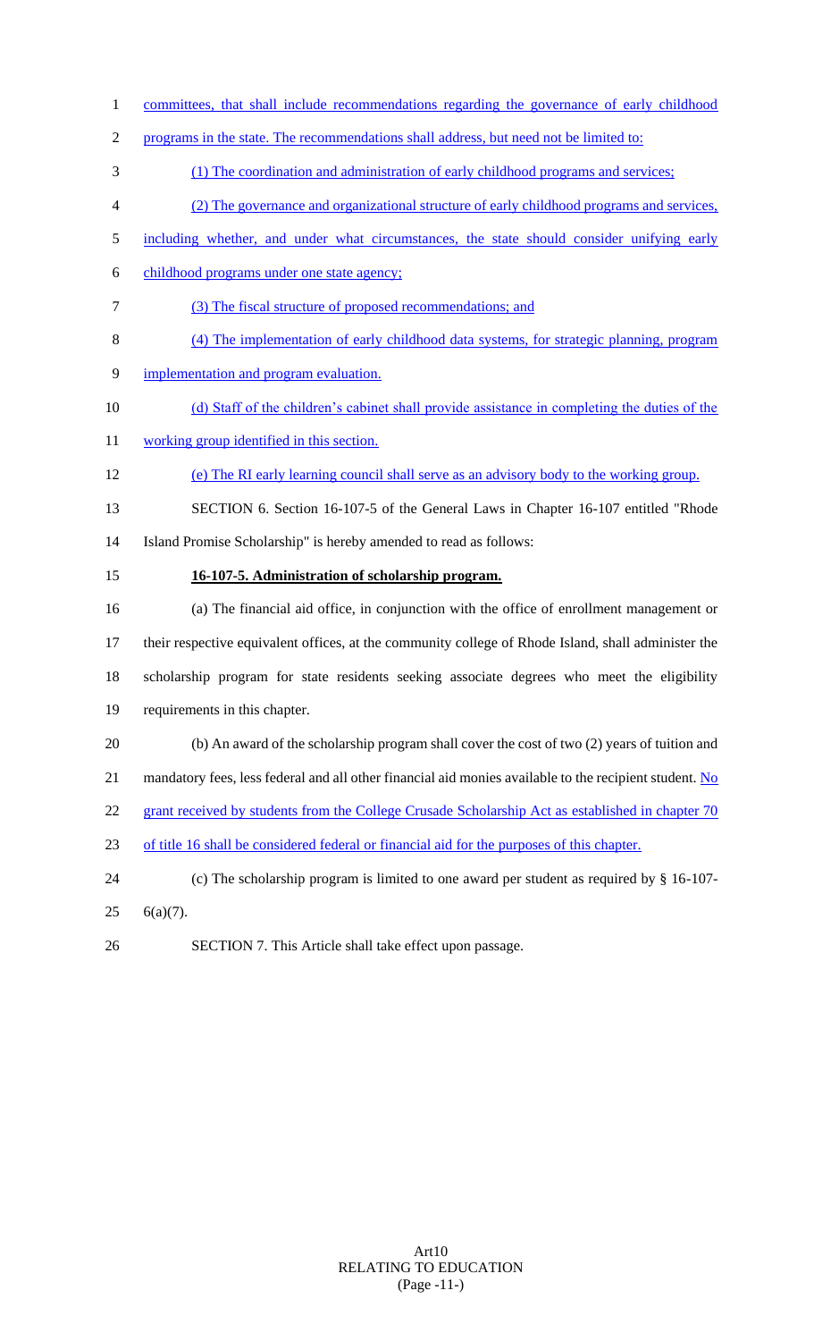committees, that shall include recommendations regarding the governance of early childhood programs in the state. The recommendations shall address, but need not be limited to:

(1) The coordination and administration of early childhood programs and services;

(2) The governance and organizational structure of early childhood programs and services, including whether, and under what circumstances, the state should consider unifying early childhood programs under one state agency;

(3) The fiscal structure of proposed recommendations; and

(4) The implementation of early childhood data systems, for strategic planning, program implementation and program evaluation.

(d) Staff of the children's cabinet shall provide assistance in completing the duties of the working group identified in this section.

(e) The RI early learning council shall serve as an advisory body to the working group.

SECTION 6. Section 16-107-5 of the General Laws in Chapter 16-107 entitled "Rhode Island Promise Scholarship" is hereby amended to read as follows:

**16-107-5. Administration of scholarship program.**

(a) The financial aid office, in conjunction with the office of enrollment management or their respective equivalent offices, at the community college of Rhode Island, shall administer the scholarship program for state residents seeking associate degrees who meet the eligibility requirements in this chapter.

(b) An award of the scholarship program shall cover the cost of two (2) years of tuition and mandatory fees, less federal and all other financial aid monies available to the recipient student. No grant received by students from the College Crusade Scholarship Act as established in chapter 70 of title 16 shall be considered federal or financial aid for the purposes of this chapter.

(c) The scholarship program is limited to one award per student as required by § 16-107-6(a)(7).

SECTION 7. This Article shall take effect upon passage.